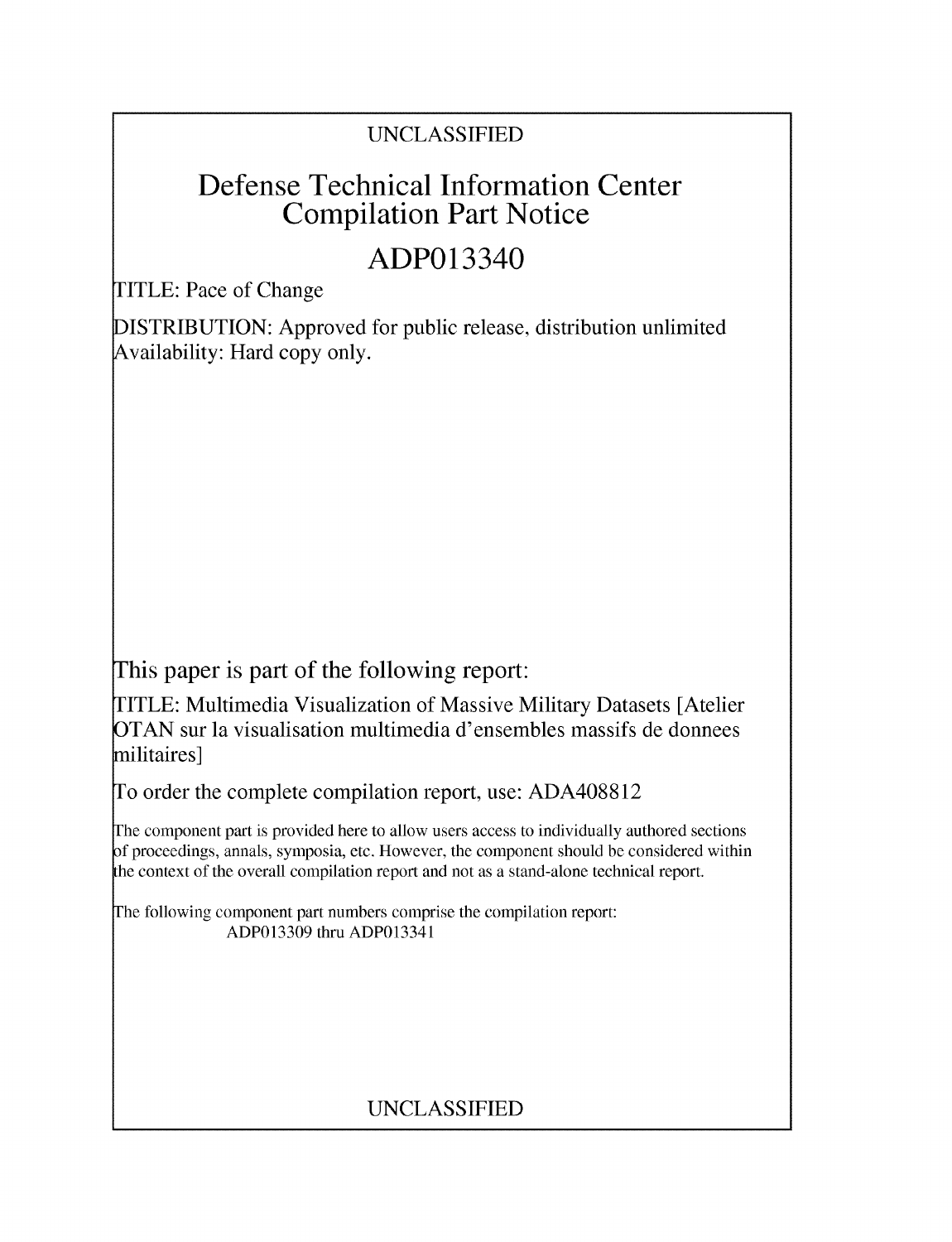UNCLASSIFIED

# Defense Technical Information Center Compilation Part Notice

# ADP013340

TITLE: Pace of Change

DISTRIBUTION: Approved for public release, distribution unlimited
Availability: Hard copy only.

This paper is part of the following report:

TITLE: Multimedia Visualization of Massive Military Datasets [Atelier OTAN sur la visualisation multimedia d'ensembles massifs de donnees militaires]

To order the complete compilation report, use: ADA408812

The component part is provided here to allow users access to individually authored sections of proceedings, annals, symposia, etc. However, the component should be considered within the context of the overall compilation report and not as a stand-alone technical report.

The following component part numbers comprise the compilation report:
ADP013309 thru ADP013341

UNCLASSIFIED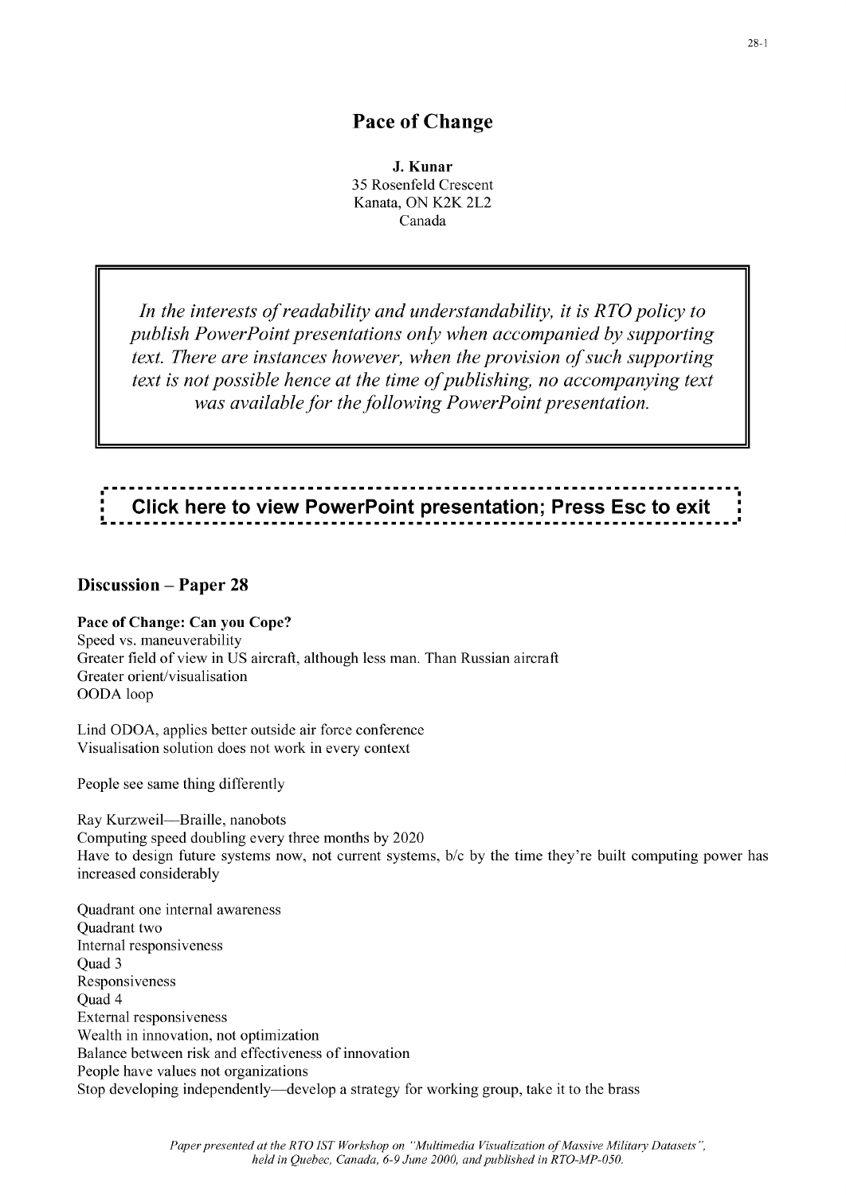# Pace of Change

**J. Kunar**
35 Rosenfeld Crescent
Kanata, ON K2K 2L2
Canada

*In the interests of readability and understandability, it is RTO policy to publish PowerPoint presentations only when accompanied by supporting text. There are instances however, when the provision of such supporting text is not possible hence at the time of publishing, no accompanying text was available for the following PowerPoint presentation.*

**Click here to view PowerPoint presentation; Press Esc to exit**

## Discussion – Paper 28

**Pace of Change: Can you Cope?**
Speed vs. maneuverability
Greater field of view in US aircraft, although less man. Than Russian aircraft
Greater orient/visualisation
OODA loop

Lind ODOA, applies better outside air force conference
Visualisation solution does not work in every context

People see same thing differently

Ray Kurzweil—Braille, nanobots
Computing speed doubling every three months by 2020
Have to design future systems now, not current systems, b/c by the time they're built computing power has increased considerably

Quadrant one internal awareness
Quadrant two
Internal responsiveness
Quad 3
Responsiveness
Quad 4
External responsiveness
Wealth in innovation, not optimization
Balance between risk and effectiveness of innovation
People have values not organizations
Stop developing independently—develop a strategy for working group, take it to the brass

*Paper presented at the RTO IST Workshop on "Multimedia Visualization of Massive Military Datasets", held in Quebec, Canada, 6-9 June 2000, and published in RTO-MP-050.*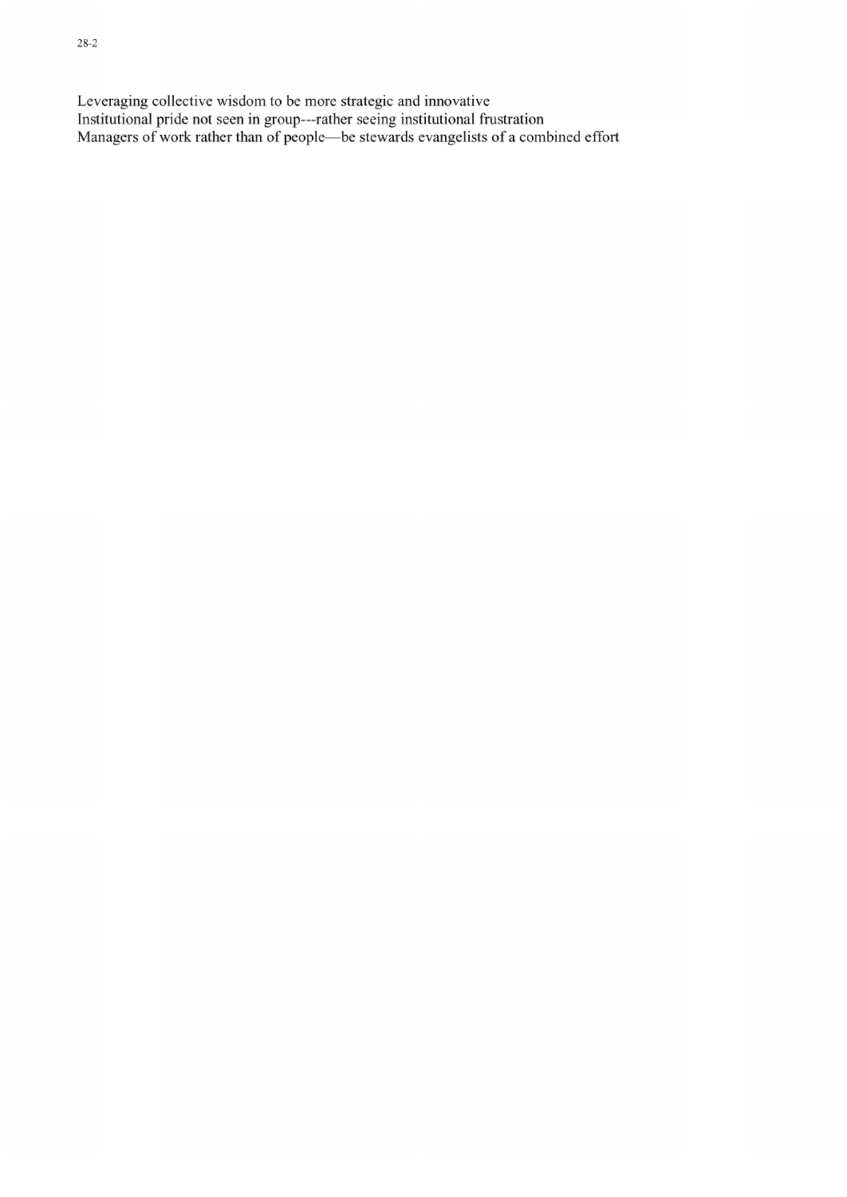Leveraging collective wisdom to be more strategic and innovative
Institutional pride not seen in group---rather seeing institutional frustration
Managers of work rather than of people—be stewards evangelists of a combined effort